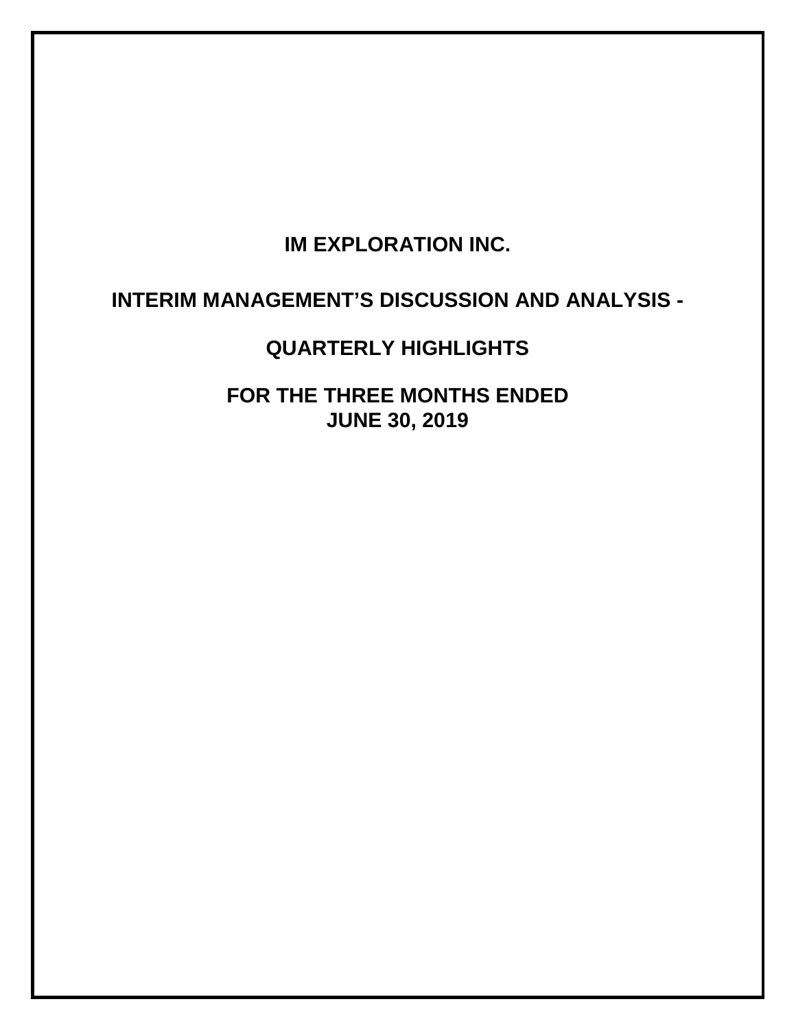# IM EXPLORATION INC.

# INTERIM MANAGEMENT'S DISCUSSION AND ANALYSIS -

# QUARTERLY HIGHLIGHTS

# FOR THE THREE MONTHS ENDED JUNE 30, 2019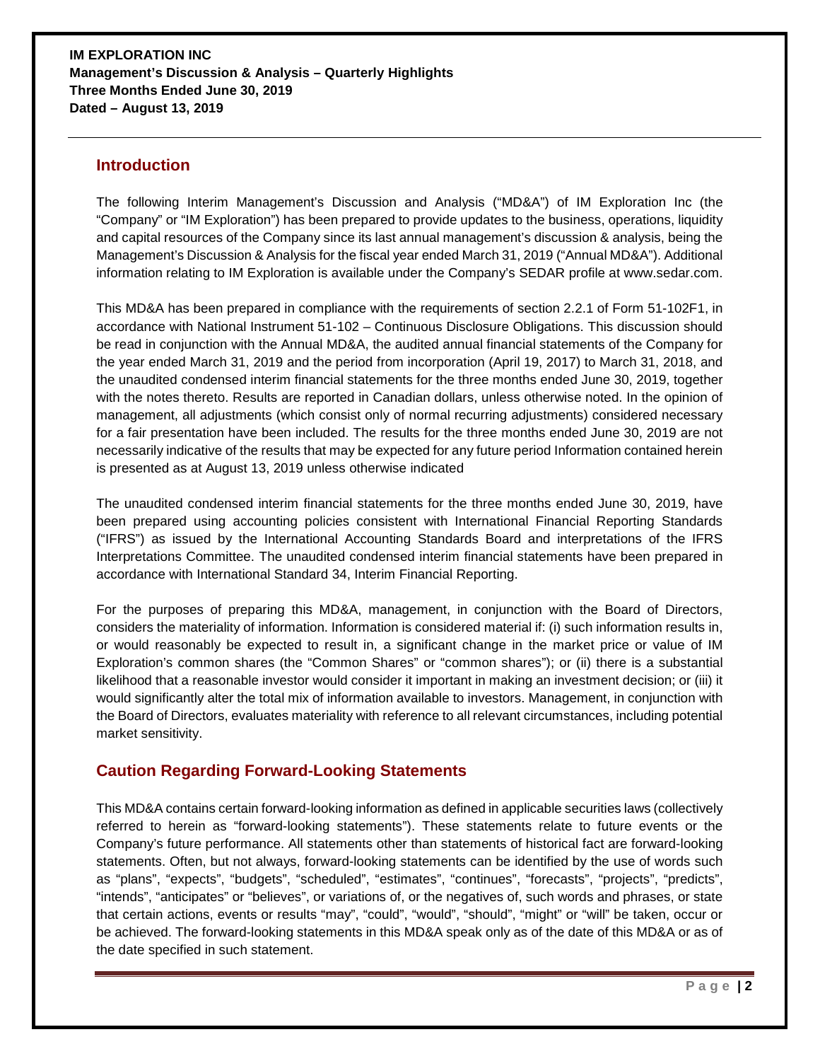**IM EXPLORATION INC**
**Management's Discussion & Analysis – Quarterly Highlights**
**Three Months Ended June 30, 2019**
**Dated – August 13, 2019**

## Introduction

The following Interim Management's Discussion and Analysis ("MD&A") of IM Exploration Inc (the "Company" or "IM Exploration") has been prepared to provide updates to the business, operations, liquidity and capital resources of the Company since its last annual management's discussion & analysis, being the Management's Discussion & Analysis for the fiscal year ended March 31, 2019 ("Annual MD&A"). Additional information relating to IM Exploration is available under the Company's SEDAR profile at www.sedar.com.

This MD&A has been prepared in compliance with the requirements of section 2.2.1 of Form 51-102F1, in accordance with National Instrument 51-102 – Continuous Disclosure Obligations. This discussion should be read in conjunction with the Annual MD&A, the audited annual financial statements of the Company for the year ended March 31, 2019 and the period from incorporation (April 19, 2017) to March 31, 2018, and the unaudited condensed interim financial statements for the three months ended June 30, 2019, together with the notes thereto. Results are reported in Canadian dollars, unless otherwise noted. In the opinion of management, all adjustments (which consist only of normal recurring adjustments) considered necessary for a fair presentation have been included. The results for the three months ended June 30, 2019 are not necessarily indicative of the results that may be expected for any future period Information contained herein is presented as at August 13, 2019 unless otherwise indicated

The unaudited condensed interim financial statements for the three months ended June 30, 2019, have been prepared using accounting policies consistent with International Financial Reporting Standards ("IFRS") as issued by the International Accounting Standards Board and interpretations of the IFRS Interpretations Committee. The unaudited condensed interim financial statements have been prepared in accordance with International Standard 34, Interim Financial Reporting.

For the purposes of preparing this MD&A, management, in conjunction with the Board of Directors, considers the materiality of information. Information is considered material if: (i) such information results in, or would reasonably be expected to result in, a significant change in the market price or value of IM Exploration's common shares (the "Common Shares" or "common shares"); or (ii) there is a substantial likelihood that a reasonable investor would consider it important in making an investment decision; or (iii) it would significantly alter the total mix of information available to investors. Management, in conjunction with the Board of Directors, evaluates materiality with reference to all relevant circumstances, including potential market sensitivity.

## Caution Regarding Forward-Looking Statements

This MD&A contains certain forward-looking information as defined in applicable securities laws (collectively referred to herein as "forward-looking statements"). These statements relate to future events or the Company's future performance. All statements other than statements of historical fact are forward-looking statements. Often, but not always, forward-looking statements can be identified by the use of words such as "plans", "expects", "budgets", "scheduled", "estimates", "continues", "forecasts", "projects", "predicts", "intends", "anticipates" or "believes", or variations of, or the negatives of, such words and phrases, or state that certain actions, events or results "may", "could", "would", "should", "might" or "will" be taken, occur or be achieved. The forward-looking statements in this MD&A speak only as of the date of this MD&A or as of the date specified in such statement.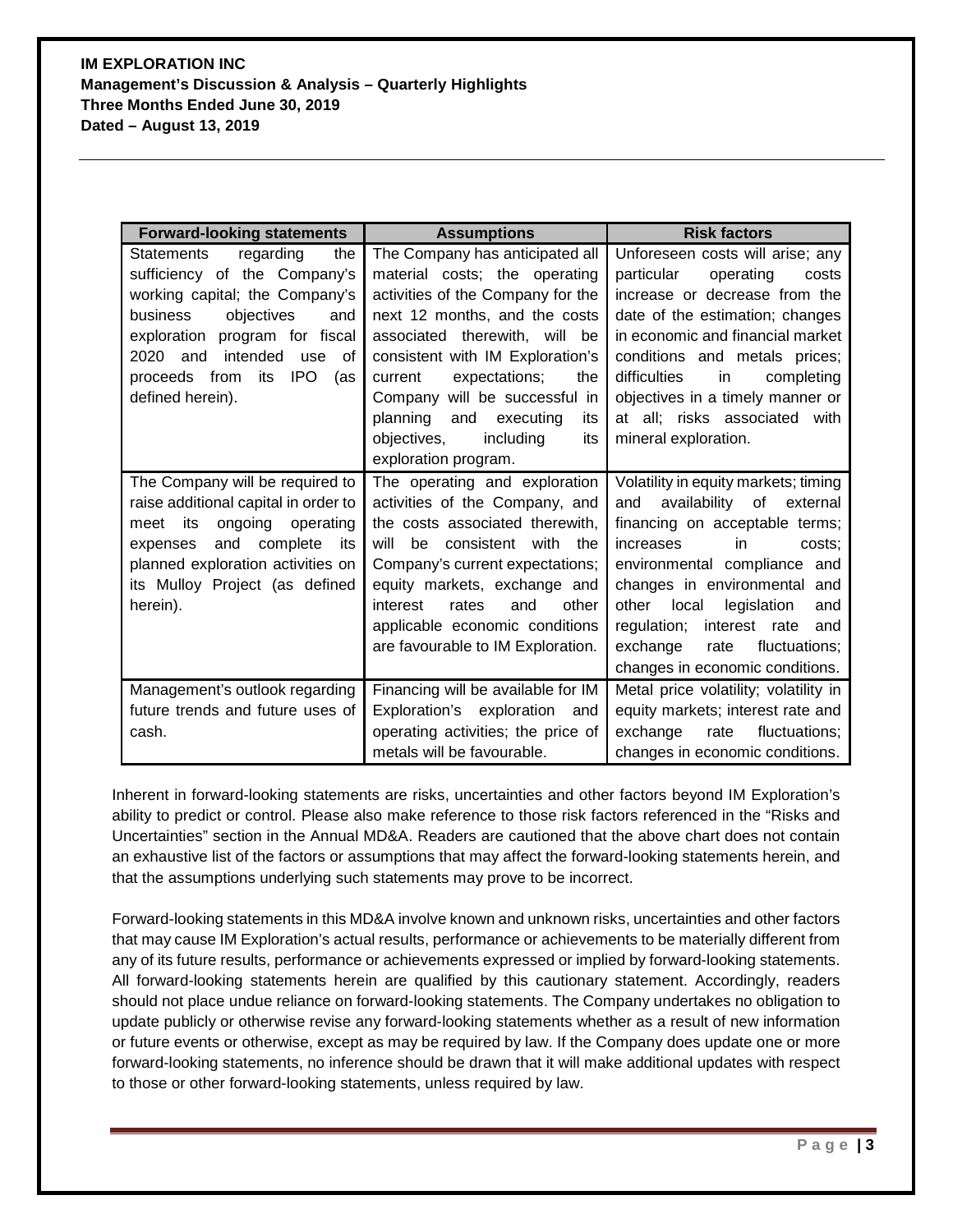| Forward-looking statements | Assumptions | Risk factors |
|---|---|---|
| Statements regarding the sufficiency of the Company's working capital; the Company's business objectives and exploration program for fiscal 2020 and intended use of proceeds from its IPO (as defined herein). | The Company has anticipated all material costs; the operating activities of the Company for the next 12 months, and the costs associated therewith, will be consistent with IM Exploration's current expectations; the Company will be successful in planning and executing its objectives, including its exploration program. | Unforeseen costs will arise; any particular operating costs increase or decrease from the date of the estimation; changes in economic and financial market conditions and metals prices; difficulties in completing objectives in a timely manner or at all; risks associated with mineral exploration. |
| The Company will be required to raise additional capital in order to meet its ongoing operating expenses and complete its planned exploration activities on its Mulloy Project (as defined herein). | The operating and exploration activities of the Company, and the costs associated therewith, will be consistent with the Company's current expectations; equity markets, exchange and interest rates and other applicable economic conditions are favourable to IM Exploration. | Volatility in equity markets; timing and availability of external financing on acceptable terms; increases in costs; environmental compliance and changes in environmental and other local legislation and regulation; interest rate and exchange rate fluctuations; changes in economic conditions. |
| Management's outlook regarding future trends and future uses of cash. | Financing will be available for IM Exploration's exploration and operating activities; the price of metals will be favourable. | Metal price volatility; volatility in equity markets; interest rate and exchange rate fluctuations; changes in economic conditions. |

Inherent in forward-looking statements are risks, uncertainties and other factors beyond IM Exploration's ability to predict or control. Please also make reference to those risk factors referenced in the "Risks and Uncertainties" section in the Annual MD&A. Readers are cautioned that the above chart does not contain an exhaustive list of the factors or assumptions that may affect the forward-looking statements herein, and that the assumptions underlying such statements may prove to be incorrect.

Forward-looking statements in this MD&A involve known and unknown risks, uncertainties and other factors that may cause IM Exploration's actual results, performance or achievements to be materially different from any of its future results, performance or achievements expressed or implied by forward-looking statements. All forward-looking statements herein are qualified by this cautionary statement. Accordingly, readers should not place undue reliance on forward-looking statements. The Company undertakes no obligation to update publicly or otherwise revise any forward-looking statements whether as a result of new information or future events or otherwise, except as may be required by law. If the Company does update one or more forward-looking statements, no inference should be drawn that it will make additional updates with respect to those or other forward-looking statements, unless required by law.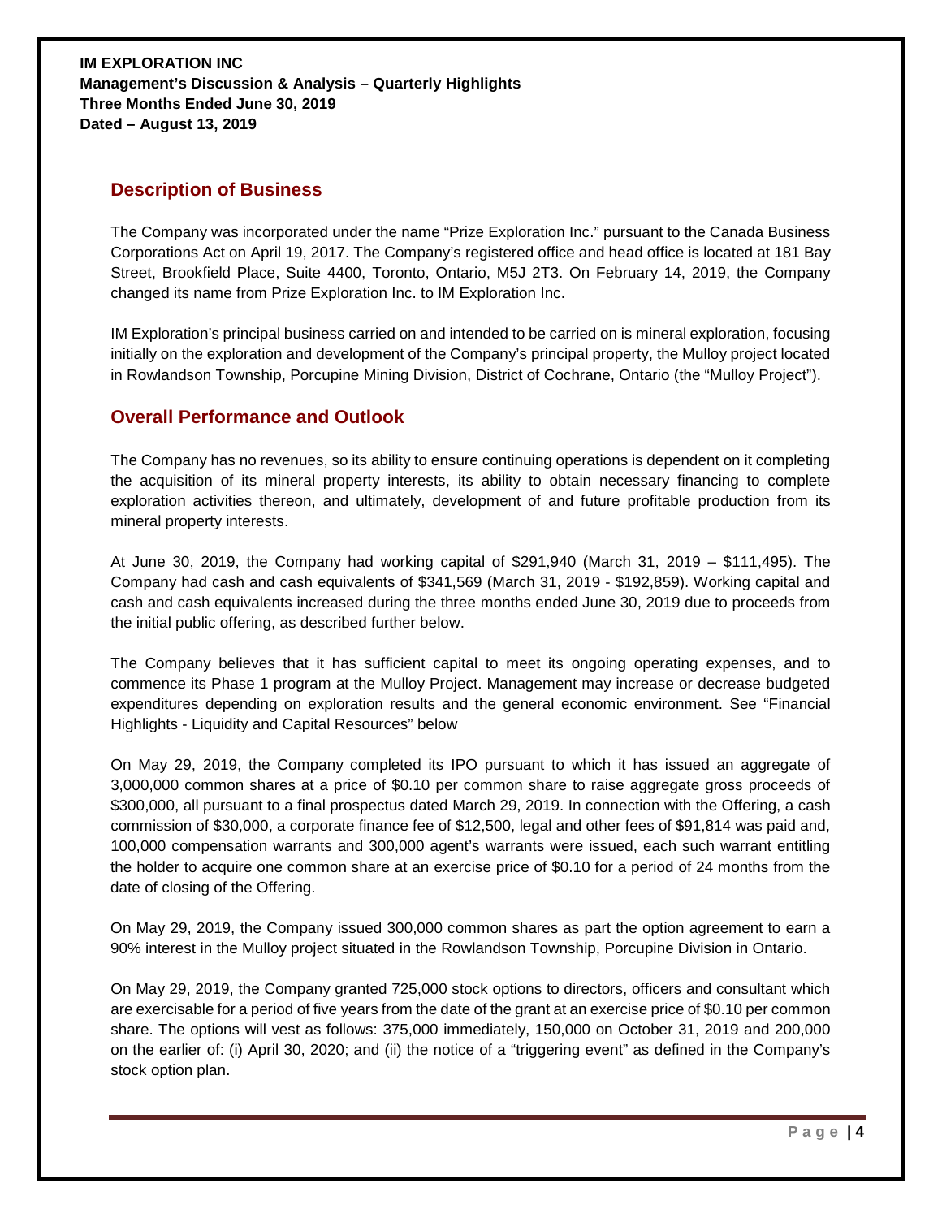## Description of Business

The Company was incorporated under the name "Prize Exploration Inc." pursuant to the Canada Business Corporations Act on April 19, 2017. The Company's registered office and head office is located at 181 Bay Street, Brookfield Place, Suite 4400, Toronto, Ontario, M5J 2T3. On February 14, 2019, the Company changed its name from Prize Exploration Inc. to IM Exploration Inc.

IM Exploration's principal business carried on and intended to be carried on is mineral exploration, focusing initially on the exploration and development of the Company's principal property, the Mulloy project located in Rowlandson Township, Porcupine Mining Division, District of Cochrane, Ontario (the "Mulloy Project").

## Overall Performance and Outlook

The Company has no revenues, so its ability to ensure continuing operations is dependent on it completing the acquisition of its mineral property interests, its ability to obtain necessary financing to complete exploration activities thereon, and ultimately, development of and future profitable production from its mineral property interests.

At June 30, 2019, the Company had working capital of $291,940 (March 31, 2019 – $111,495). The Company had cash and cash equivalents of $341,569 (March 31, 2019 - $192,859). Working capital and cash and cash equivalents increased during the three months ended June 30, 2019 due to proceeds from the initial public offering, as described further below.

The Company believes that it has sufficient capital to meet its ongoing operating expenses, and to commence its Phase 1 program at the Mulloy Project. Management may increase or decrease budgeted expenditures depending on exploration results and the general economic environment. See "Financial Highlights - Liquidity and Capital Resources" below

On May 29, 2019, the Company completed its IPO pursuant to which it has issued an aggregate of 3,000,000 common shares at a price of $0.10 per common share to raise aggregate gross proceeds of $300,000, all pursuant to a final prospectus dated March 29, 2019. In connection with the Offering, a cash commission of $30,000, a corporate finance fee of $12,500, legal and other fees of $91,814 was paid and, 100,000 compensation warrants and 300,000 agent's warrants were issued, each such warrant entitling the holder to acquire one common share at an exercise price of $0.10 for a period of 24 months from the date of closing of the Offering.

On May 29, 2019, the Company issued 300,000 common shares as part the option agreement to earn a 90% interest in the Mulloy project situated in the Rowlandson Township, Porcupine Division in Ontario.

On May 29, 2019, the Company granted 725,000 stock options to directors, officers and consultant which are exercisable for a period of five years from the date of the grant at an exercise price of $0.10 per common share. The options will vest as follows: 375,000 immediately, 150,000 on October 31, 2019 and 200,000 on the earlier of: (i) April 30, 2020; and (ii) the notice of a "triggering event" as defined in the Company's stock option plan.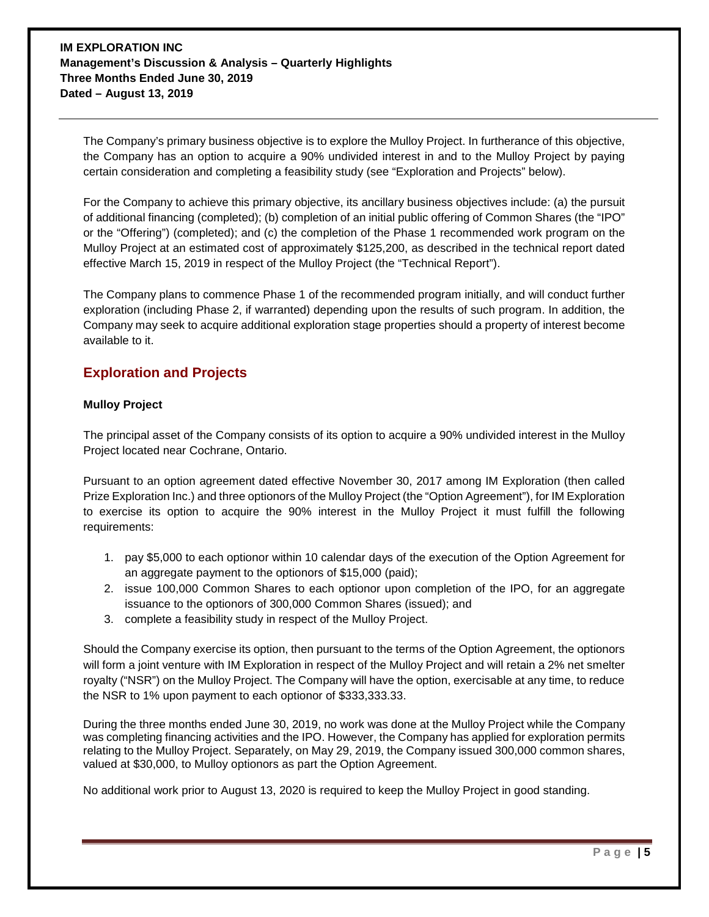The Company's primary business objective is to explore the Mulloy Project. In furtherance of this objective, the Company has an option to acquire a 90% undivided interest in and to the Mulloy Project by paying certain consideration and completing a feasibility study (see "Exploration and Projects" below).

For the Company to achieve this primary objective, its ancillary business objectives include: (a) the pursuit of additional financing (completed); (b) completion of an initial public offering of Common Shares (the "IPO" or the "Offering") (completed); and (c) the completion of the Phase 1 recommended work program on the Mulloy Project at an estimated cost of approximately $125,200, as described in the technical report dated effective March 15, 2019 in respect of the Mulloy Project (the "Technical Report").

The Company plans to commence Phase 1 of the recommended program initially, and will conduct further exploration (including Phase 2, if warranted) depending upon the results of such program. In addition, the Company may seek to acquire additional exploration stage properties should a property of interest become available to it.

## Exploration and Projects

### Mulloy Project

The principal asset of the Company consists of its option to acquire a 90% undivided interest in the Mulloy Project located near Cochrane, Ontario.

Pursuant to an option agreement dated effective November 30, 2017 among IM Exploration (then called Prize Exploration Inc.) and three optionors of the Mulloy Project (the "Option Agreement"), for IM Exploration to exercise its option to acquire the 90% interest in the Mulloy Project it must fulfill the following requirements:

1. pay $5,000 to each optionor within 10 calendar days of the execution of the Option Agreement for an aggregate payment to the optionors of $15,000 (paid);
2. issue 100,000 Common Shares to each optionor upon completion of the IPO, for an aggregate issuance to the optionors of 300,000 Common Shares (issued); and
3. complete a feasibility study in respect of the Mulloy Project.

Should the Company exercise its option, then pursuant to the terms of the Option Agreement, the optionors will form a joint venture with IM Exploration in respect of the Mulloy Project and will retain a 2% net smelter royalty ("NSR") on the Mulloy Project. The Company will have the option, exercisable at any time, to reduce the NSR to 1% upon payment to each optionor of $333,333.33.

During the three months ended June 30, 2019, no work was done at the Mulloy Project while the Company was completing financing activities and the IPO. However, the Company has applied for exploration permits relating to the Mulloy Project. Separately, on May 29, 2019, the Company issued 300,000 common shares, valued at $30,000, to Mulloy optionors as part the Option Agreement.

No additional work prior to August 13, 2020 is required to keep the Mulloy Project in good standing.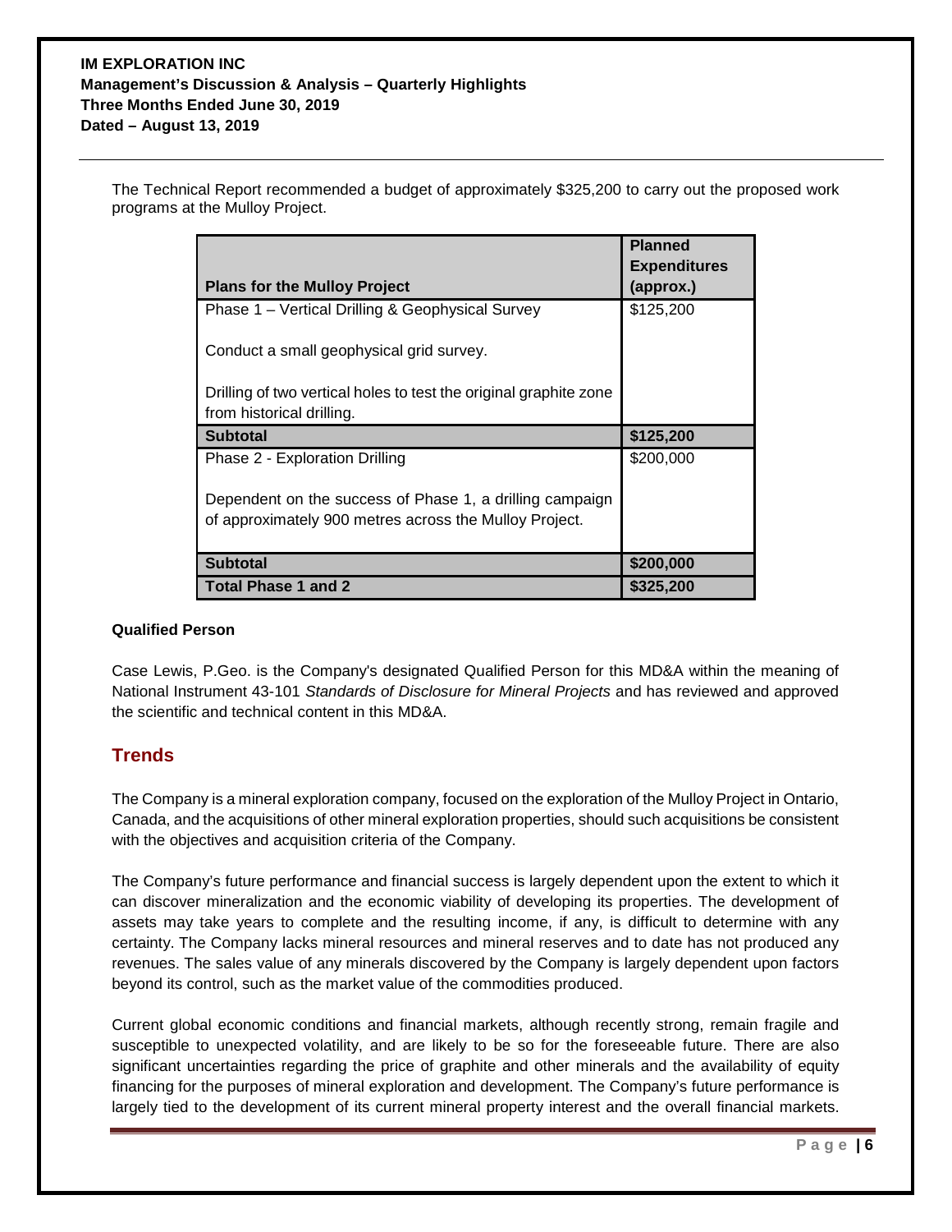The Technical Report recommended a budget of approximately $325,200 to carry out the proposed work programs at the Mulloy Project.

| Plans for the Mulloy Project | Planned Expenditures (approx.) |
|---|---|
| Phase 1 – Vertical Drilling & Geophysical Survey<br><br>Conduct a small geophysical grid survey.<br><br>Drilling of two vertical holes to test the original graphite zone from historical drilling. | $125,200 |
| **Subtotal** | **$125,200** |
| Phase 2 - Exploration Drilling<br><br>Dependent on the success of Phase 1, a drilling campaign of approximately 900 metres across the Mulloy Project. | $200,000 |
| **Subtotal** | **$200,000** |
| **Total Phase 1 and 2** | **$325,200** |

**Qualified Person**

Case Lewis, P.Geo. is the Company's designated Qualified Person for this MD&A within the meaning of National Instrument 43-101 *Standards of Disclosure for Mineral Projects* and has reviewed and approved the scientific and technical content in this MD&A.

## Trends

The Company is a mineral exploration company, focused on the exploration of the Mulloy Project in Ontario, Canada, and the acquisitions of other mineral exploration properties, should such acquisitions be consistent with the objectives and acquisition criteria of the Company.

The Company's future performance and financial success is largely dependent upon the extent to which it can discover mineralization and the economic viability of developing its properties. The development of assets may take years to complete and the resulting income, if any, is difficult to determine with any certainty. The Company lacks mineral resources and mineral reserves and to date has not produced any revenues. The sales value of any minerals discovered by the Company is largely dependent upon factors beyond its control, such as the market value of the commodities produced.

Current global economic conditions and financial markets, although recently strong, remain fragile and susceptible to unexpected volatility, and are likely to be so for the foreseeable future. There are also significant uncertainties regarding the price of graphite and other minerals and the availability of equity financing for the purposes of mineral exploration and development. The Company's future performance is largely tied to the development of its current mineral property interest and the overall financial markets.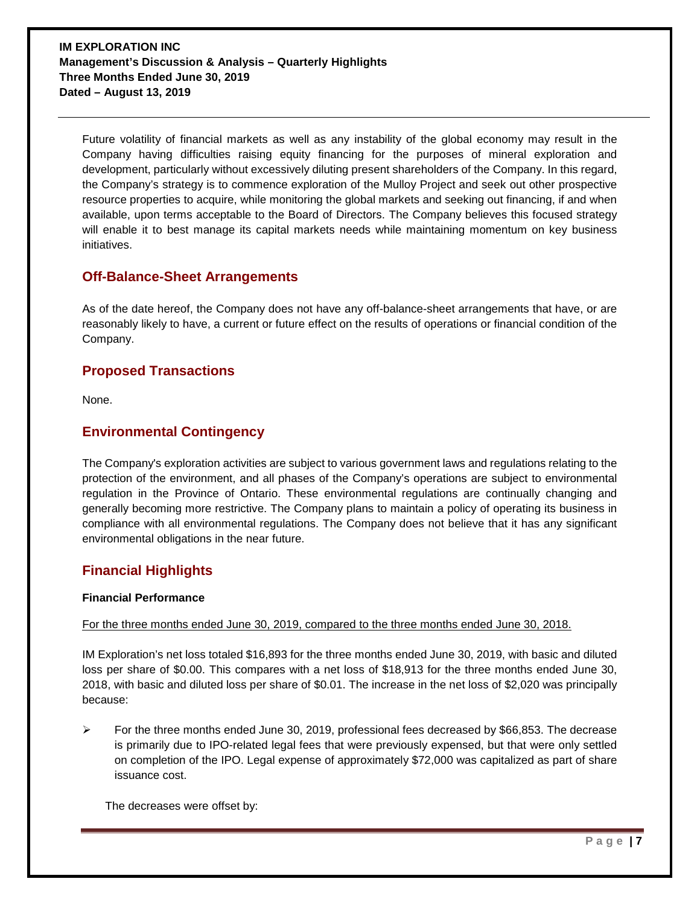Future volatility of financial markets as well as any instability of the global economy may result in the Company having difficulties raising equity financing for the purposes of mineral exploration and development, particularly without excessively diluting present shareholders of the Company. In this regard, the Company's strategy is to commence exploration of the Mulloy Project and seek out other prospective resource properties to acquire, while monitoring the global markets and seeking out financing, if and when available, upon terms acceptable to the Board of Directors. The Company believes this focused strategy will enable it to best manage its capital markets needs while maintaining momentum on key business initiatives.

## Off-Balance-Sheet Arrangements

As of the date hereof, the Company does not have any off-balance-sheet arrangements that have, or are reasonably likely to have, a current or future effect on the results of operations or financial condition of the Company.

## Proposed Transactions

None.

## Environmental Contingency

The Company's exploration activities are subject to various government laws and regulations relating to the protection of the environment, and all phases of the Company's operations are subject to environmental regulation in the Province of Ontario. These environmental regulations are continually changing and generally becoming more restrictive. The Company plans to maintain a policy of operating its business in compliance with all environmental regulations. The Company does not believe that it has any significant environmental obligations in the near future.

## Financial Highlights

### Financial Performance

For the three months ended June 30, 2019, compared to the three months ended June 30, 2018.

IM Exploration's net loss totaled $16,893 for the three months ended June 30, 2019, with basic and diluted loss per share of $0.00. This compares with a net loss of $18,913 for the three months ended June 30, 2018, with basic and diluted loss per share of $0.01. The increase in the net loss of $2,020 was principally because:

- For the three months ended June 30, 2019, professional fees decreased by $66,853. The decrease is primarily due to IPO-related legal fees that were previously expensed, but that were only settled on completion of the IPO. Legal expense of approximately $72,000 was capitalized as part of share issuance cost.

The decreases were offset by: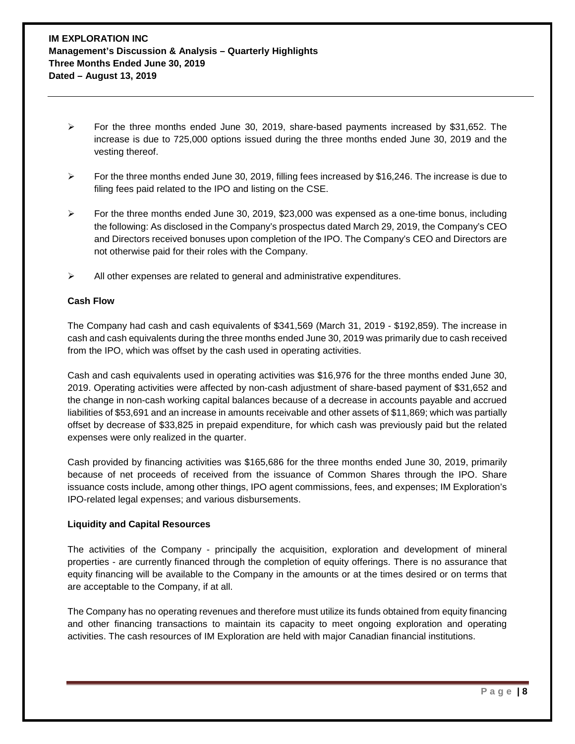- For the three months ended June 30, 2019, share-based payments increased by $31,652. The increase is due to 725,000 options issued during the three months ended June 30, 2019 and the vesting thereof.
- For the three months ended June 30, 2019, filling fees increased by $16,246. The increase is due to filing fees paid related to the IPO and listing on the CSE.
- For the three months ended June 30, 2019, $23,000 was expensed as a one-time bonus, including the following: As disclosed in the Company's prospectus dated March 29, 2019, the Company's CEO and Directors received bonuses upon completion of the IPO. The Company's CEO and Directors are not otherwise paid for their roles with the Company.
- All other expenses are related to general and administrative expenditures.

**Cash Flow**

The Company had cash and cash equivalents of $341,569 (March 31, 2019 - $192,859). The increase in cash and cash equivalents during the three months ended June 30, 2019 was primarily due to cash received from the IPO, which was offset by the cash used in operating activities.

Cash and cash equivalents used in operating activities was $16,976 for the three months ended June 30, 2019. Operating activities were affected by non-cash adjustment of share-based payment of $31,652 and the change in non-cash working capital balances because of a decrease in accounts payable and accrued liabilities of $53,691 and an increase in amounts receivable and other assets of $11,869; which was partially offset by decrease of $33,825 in prepaid expenditure, for which cash was previously paid but the related expenses were only realized in the quarter.

Cash provided by financing activities was $165,686 for the three months ended June 30, 2019, primarily because of net proceeds of received from the issuance of Common Shares through the IPO. Share issuance costs include, among other things, IPO agent commissions, fees, and expenses; IM Exploration's IPO-related legal expenses; and various disbursements.

**Liquidity and Capital Resources**

The activities of the Company - principally the acquisition, exploration and development of mineral properties - are currently financed through the completion of equity offerings. There is no assurance that equity financing will be available to the Company in the amounts or at the times desired or on terms that are acceptable to the Company, if at all.

The Company has no operating revenues and therefore must utilize its funds obtained from equity financing and other financing transactions to maintain its capacity to meet ongoing exploration and operating activities. The cash resources of IM Exploration are held with major Canadian financial institutions.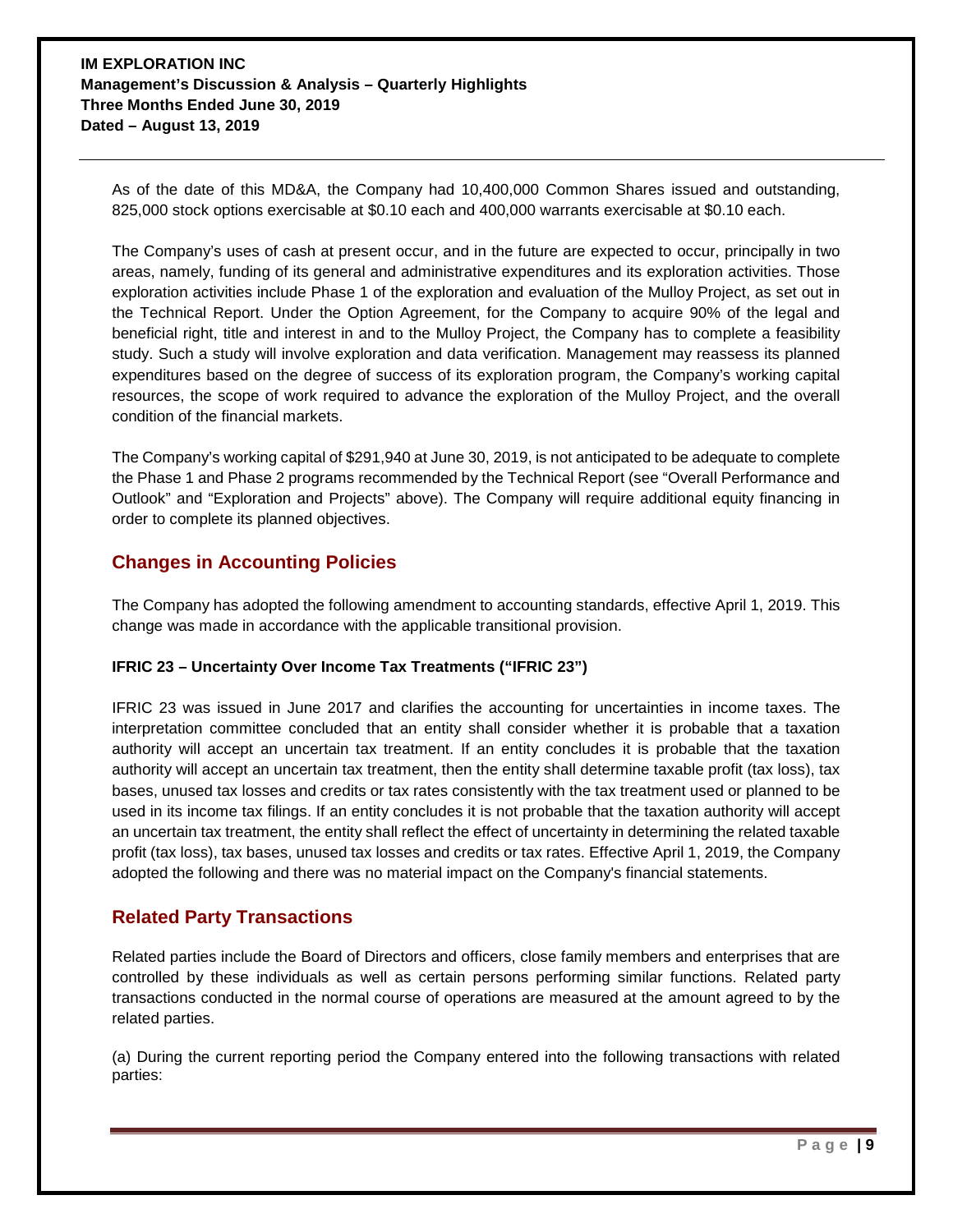As of the date of this MD&A, the Company had 10,400,000 Common Shares issued and outstanding, 825,000 stock options exercisable at $0.10 each and 400,000 warrants exercisable at $0.10 each.

The Company's uses of cash at present occur, and in the future are expected to occur, principally in two areas, namely, funding of its general and administrative expenditures and its exploration activities. Those exploration activities include Phase 1 of the exploration and evaluation of the Mulloy Project, as set out in the Technical Report. Under the Option Agreement, for the Company to acquire 90% of the legal and beneficial right, title and interest in and to the Mulloy Project, the Company has to complete a feasibility study. Such a study will involve exploration and data verification. Management may reassess its planned expenditures based on the degree of success of its exploration program, the Company's working capital resources, the scope of work required to advance the exploration of the Mulloy Project, and the overall condition of the financial markets.

The Company's working capital of $291,940 at June 30, 2019, is not anticipated to be adequate to complete the Phase 1 and Phase 2 programs recommended by the Technical Report (see "Overall Performance and Outlook" and "Exploration and Projects" above). The Company will require additional equity financing in order to complete its planned objectives.

## Changes in Accounting Policies

The Company has adopted the following amendment to accounting standards, effective April 1, 2019. This change was made in accordance with the applicable transitional provision.

**IFRIC 23 – Uncertainty Over Income Tax Treatments ("IFRIC 23")**

IFRIC 23 was issued in June 2017 and clarifies the accounting for uncertainties in income taxes. The interpretation committee concluded that an entity shall consider whether it is probable that a taxation authority will accept an uncertain tax treatment. If an entity concludes it is probable that the taxation authority will accept an uncertain tax treatment, then the entity shall determine taxable profit (tax loss), tax bases, unused tax losses and credits or tax rates consistently with the tax treatment used or planned to be used in its income tax filings. If an entity concludes it is not probable that the taxation authority will accept an uncertain tax treatment, the entity shall reflect the effect of uncertainty in determining the related taxable profit (tax loss), tax bases, unused tax losses and credits or tax rates. Effective April 1, 2019, the Company adopted the following and there was no material impact on the Company's financial statements.

## Related Party Transactions

Related parties include the Board of Directors and officers, close family members and enterprises that are controlled by these individuals as well as certain persons performing similar functions. Related party transactions conducted in the normal course of operations are measured at the amount agreed to by the related parties.

(a) During the current reporting period the Company entered into the following transactions with related parties: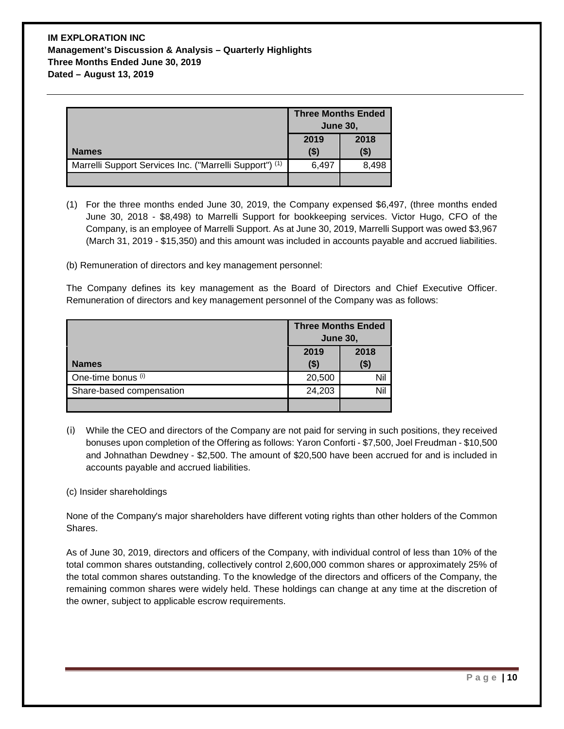| Names | Three Months Ended June 30, | |
|---|---|---|
| | 2019 ($) | 2018 ($) |
| Marrelli Support Services Inc. ("Marrelli Support") (1) | 6,497 | 8,498 |
| | | |

(1) For the three months ended June 30, 2019, the Company expensed $6,497, (three months ended June 30, 2018 - $8,498) to Marrelli Support for bookkeeping services. Victor Hugo, CFO of the Company, is an employee of Marrelli Support. As at June 30, 2019, Marrelli Support was owed $3,967 (March 31, 2019 - $15,350) and this amount was included in accounts payable and accrued liabilities.

(b) Remuneration of directors and key management personnel:

The Company defines its key management as the Board of Directors and Chief Executive Officer. Remuneration of directors and key management personnel of the Company was as follows:

| Names | Three Months Ended June 30, | |
|---|---|---|
| | 2019 ($) | 2018 ($) |
| One-time bonus (i) | 20,500 | Nil |
| Share-based compensation | 24,203 | Nil |
| | | |

(i) While the CEO and directors of the Company are not paid for serving in such positions, they received bonuses upon completion of the Offering as follows: Yaron Conforti - $7,500, Joel Freudman - $10,500 and Johnathan Dewdney - $2,500. The amount of $20,500 have been accrued for and is included in accounts payable and accrued liabilities.

(c) Insider shareholdings

None of the Company's major shareholders have different voting rights than other holders of the Common Shares.

As of June 30, 2019, directors and officers of the Company, with individual control of less than 10% of the total common shares outstanding, collectively control 2,600,000 common shares or approximately 25% of the total common shares outstanding. To the knowledge of the directors and officers of the Company, the remaining common shares were widely held. These holdings can change at any time at the discretion of the owner, subject to applicable escrow requirements.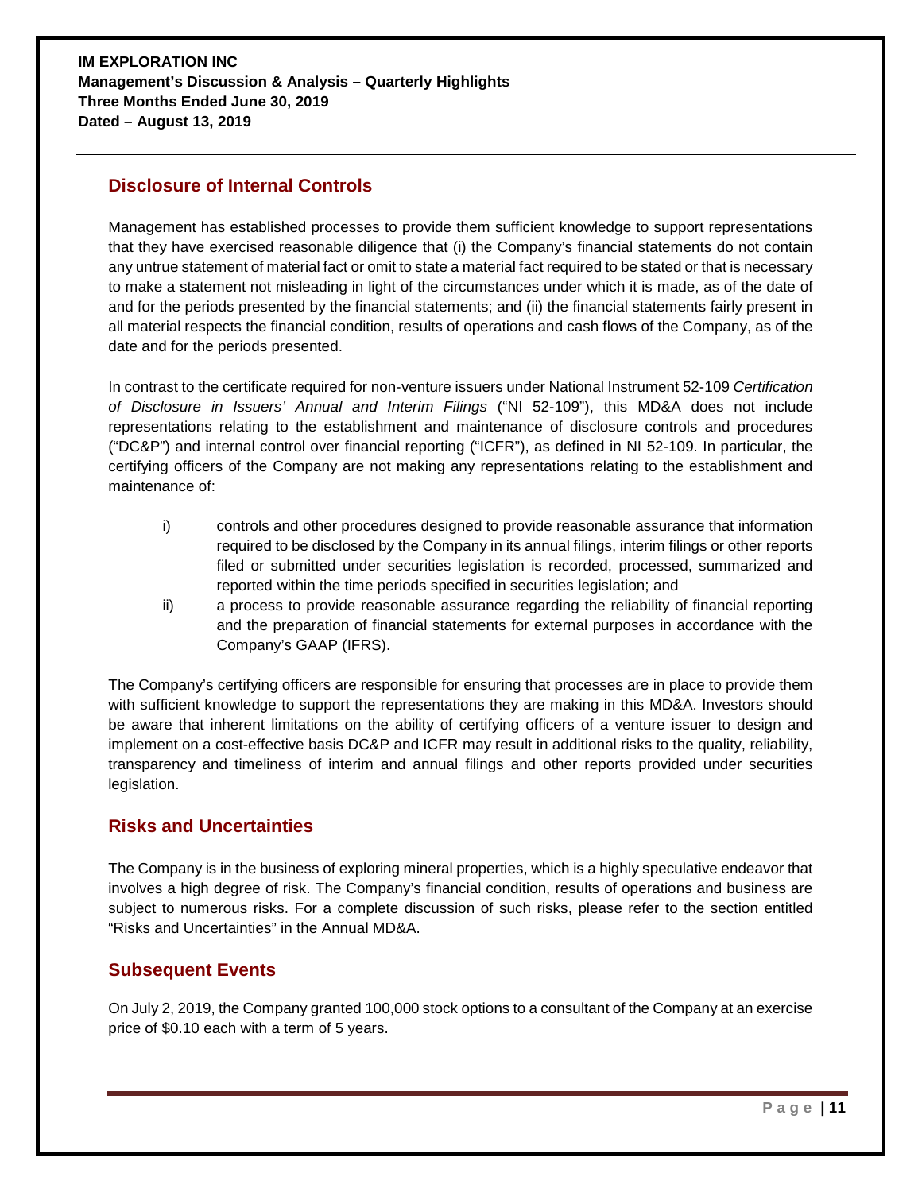## Disclosure of Internal Controls

Management has established processes to provide them sufficient knowledge to support representations that they have exercised reasonable diligence that (i) the Company's financial statements do not contain any untrue statement of material fact or omit to state a material fact required to be stated or that is necessary to make a statement not misleading in light of the circumstances under which it is made, as of the date of and for the periods presented by the financial statements; and (ii) the financial statements fairly present in all material respects the financial condition, results of operations and cash flows of the Company, as of the date and for the periods presented.

In contrast to the certificate required for non-venture issuers under National Instrument 52-109 *Certification of Disclosure in Issuers' Annual and Interim Filings* ("NI 52-109"), this MD&A does not include representations relating to the establishment and maintenance of disclosure controls and procedures ("DC&P") and internal control over financial reporting ("ICFR"), as defined in NI 52-109. In particular, the certifying officers of the Company are not making any representations relating to the establishment and maintenance of:

i) controls and other procedures designed to provide reasonable assurance that information required to be disclosed by the Company in its annual filings, interim filings or other reports filed or submitted under securities legislation is recorded, processed, summarized and reported within the time periods specified in securities legislation; and

ii) a process to provide reasonable assurance regarding the reliability of financial reporting and the preparation of financial statements for external purposes in accordance with the Company's GAAP (IFRS).

The Company's certifying officers are responsible for ensuring that processes are in place to provide them with sufficient knowledge to support the representations they are making in this MD&A. Investors should be aware that inherent limitations on the ability of certifying officers of a venture issuer to design and implement on a cost-effective basis DC&P and ICFR may result in additional risks to the quality, reliability, transparency and timeliness of interim and annual filings and other reports provided under securities legislation.

## Risks and Uncertainties

The Company is in the business of exploring mineral properties, which is a highly speculative endeavor that involves a high degree of risk. The Company's financial condition, results of operations and business are subject to numerous risks. For a complete discussion of such risks, please refer to the section entitled "Risks and Uncertainties" in the Annual MD&A.

## Subsequent Events

On July 2, 2019, the Company granted 100,000 stock options to a consultant of the Company at an exercise price of $0.10 each with a term of 5 years.